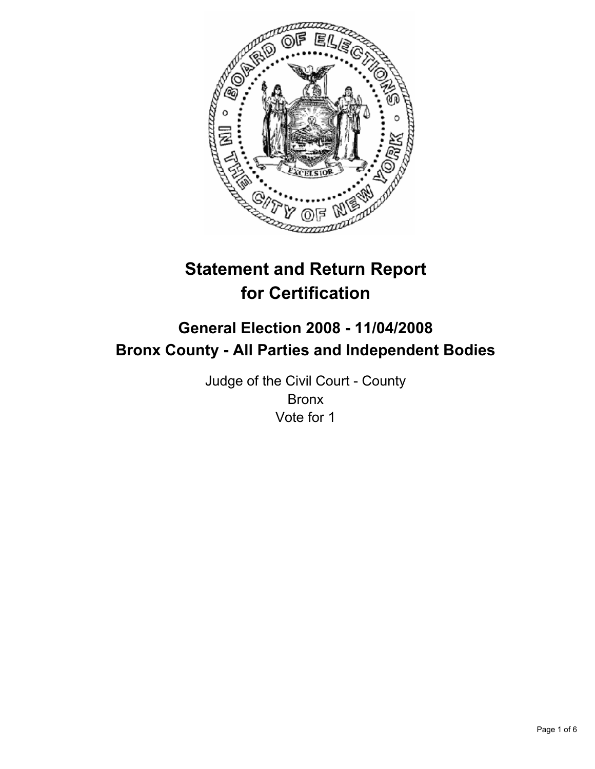# Statement and Return Report for Certification

## General Election 2008 - 11/04/2008
## Bronx County - All Parties and Independent Bodies

Judge of the Civil Court - County
Bronx
Vote for 1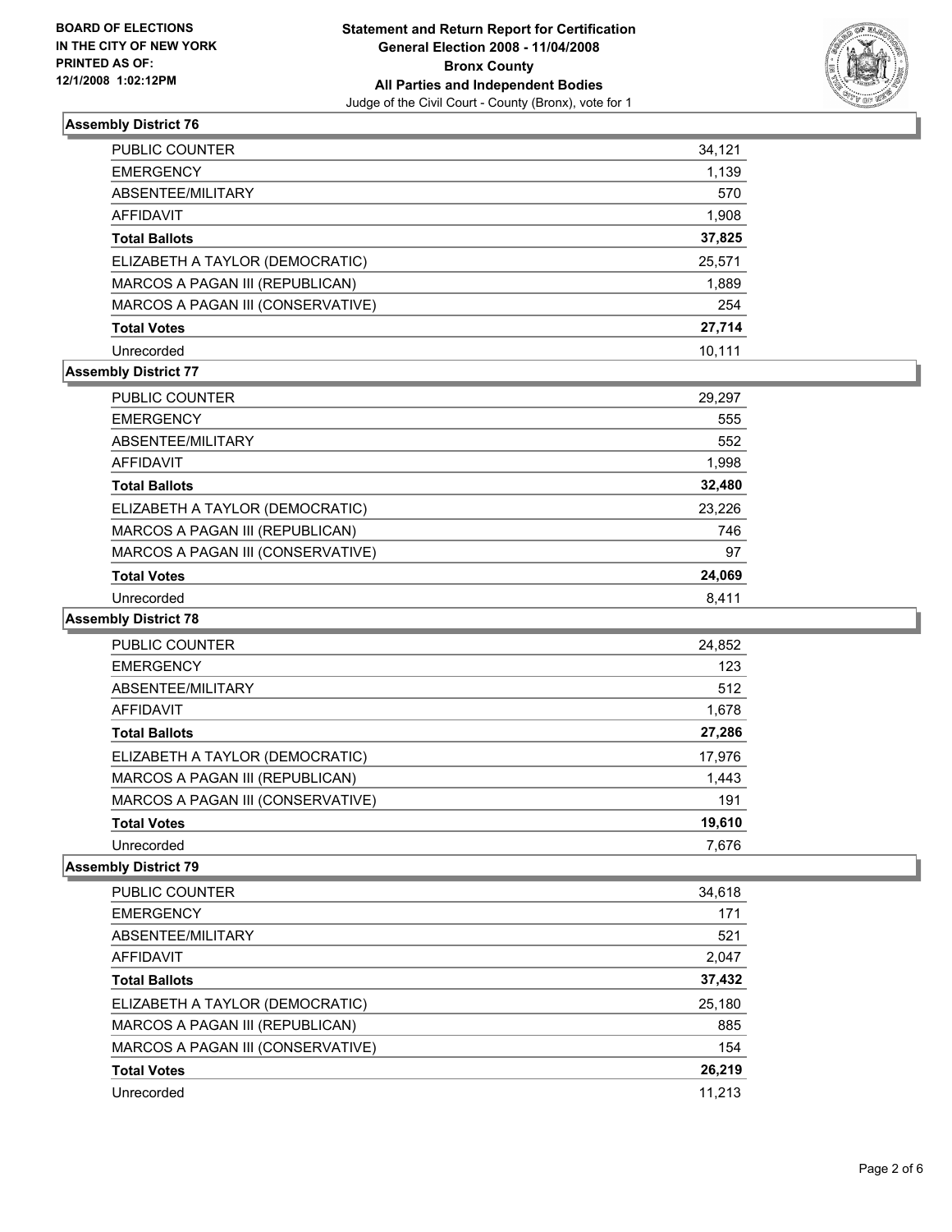**BOARD OF ELECTIONS IN THE CITY OF NEW YORK PRINTED AS OF: 12/1/2008 1:02:12PM**

**Statement and Return Report for Certification General Election 2008 - 11/04/2008 Bronx County All Parties and Independent Bodies**

Judge of the Civil Court - County (Bronx), vote for 1

## Assembly District 76

| | |
|---|---|
| PUBLIC COUNTER | 34,121 |
| EMERGENCY | 1,139 |
| ABSENTEE/MILITARY | 570 |
| AFFIDAVIT | 1,908 |
| **Total Ballots** | **37,825** |
| ELIZABETH A TAYLOR (DEMOCRATIC) | 25,571 |
| MARCOS A PAGAN III (REPUBLICAN) | 1,889 |
| MARCOS A PAGAN III (CONSERVATIVE) | 254 |
| **Total Votes** | **27,714** |
| Unrecorded | 10,111 |

## Assembly District 77

| | |
|---|---|
| PUBLIC COUNTER | 29,297 |
| EMERGENCY | 555 |
| ABSENTEE/MILITARY | 552 |
| AFFIDAVIT | 1,998 |
| **Total Ballots** | **32,480** |
| ELIZABETH A TAYLOR (DEMOCRATIC) | 23,226 |
| MARCOS A PAGAN III (REPUBLICAN) | 746 |
| MARCOS A PAGAN III (CONSERVATIVE) | 97 |
| **Total Votes** | **24,069** |
| Unrecorded | 8,411 |

## Assembly District 78

| | |
|---|---|
| PUBLIC COUNTER | 24,852 |
| EMERGENCY | 123 |
| ABSENTEE/MILITARY | 512 |
| AFFIDAVIT | 1,678 |
| **Total Ballots** | **27,286** |
| ELIZABETH A TAYLOR (DEMOCRATIC) | 17,976 |
| MARCOS A PAGAN III (REPUBLICAN) | 1,443 |
| MARCOS A PAGAN III (CONSERVATIVE) | 191 |
| **Total Votes** | **19,610** |
| Unrecorded | 7,676 |

## Assembly District 79

| | |
|---|---|
| PUBLIC COUNTER | 34,618 |
| EMERGENCY | 171 |
| ABSENTEE/MILITARY | 521 |
| AFFIDAVIT | 2,047 |
| **Total Ballots** | **37,432** |
| ELIZABETH A TAYLOR (DEMOCRATIC) | 25,180 |
| MARCOS A PAGAN III (REPUBLICAN) | 885 |
| MARCOS A PAGAN III (CONSERVATIVE) | 154 |
| **Total Votes** | **26,219** |
| Unrecorded | 11,213 |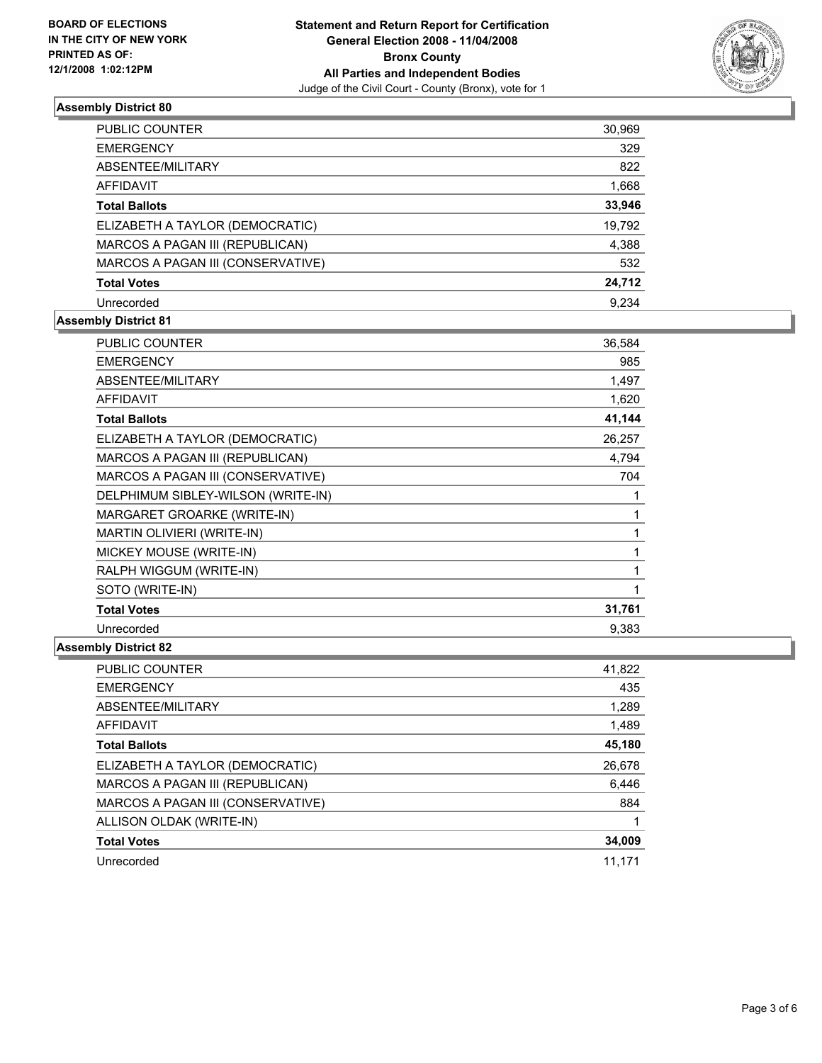BOARD OF ELECTIONS
IN THE CITY OF NEW YORK
PRINTED AS OF:
12/1/2008 1:02:12PM

**Statement and Return Report for Certification**
**General Election 2008 - 11/04/2008**
**Bronx County**
**All Parties and Independent Bodies**
Judge of the Civil Court - County (Bronx), vote for 1

### Assembly District 80

| | |
|---|---|
| PUBLIC COUNTER | 30,969 |
| EMERGENCY | 329 |
| ABSENTEE/MILITARY | 822 |
| AFFIDAVIT | 1,668 |
| **Total Ballots** | **33,946** |
| ELIZABETH A TAYLOR (DEMOCRATIC) | 19,792 |
| MARCOS A PAGAN III (REPUBLICAN) | 4,388 |
| MARCOS A PAGAN III (CONSERVATIVE) | 532 |
| **Total Votes** | **24,712** |
| Unrecorded | 9,234 |

### Assembly District 81

| | |
|---|---|
| PUBLIC COUNTER | 36,584 |
| EMERGENCY | 985 |
| ABSENTEE/MILITARY | 1,497 |
| AFFIDAVIT | 1,620 |
| **Total Ballots** | **41,144** |
| ELIZABETH A TAYLOR (DEMOCRATIC) | 26,257 |
| MARCOS A PAGAN III (REPUBLICAN) | 4,794 |
| MARCOS A PAGAN III (CONSERVATIVE) | 704 |
| DELPHIMUM SIBLEY-WILSON (WRITE-IN) | 1 |
| MARGARET GROARKE (WRITE-IN) | 1 |
| MARTIN OLIVIERI (WRITE-IN) | 1 |
| MICKEY MOUSE (WRITE-IN) | 1 |
| RALPH WIGGUM (WRITE-IN) | 1 |
| SOTO (WRITE-IN) | 1 |
| **Total Votes** | **31,761** |
| Unrecorded | 9,383 |

### Assembly District 82

| | |
|---|---|
| PUBLIC COUNTER | 41,822 |
| EMERGENCY | 435 |
| ABSENTEE/MILITARY | 1,289 |
| AFFIDAVIT | 1,489 |
| **Total Ballots** | **45,180** |
| ELIZABETH A TAYLOR (DEMOCRATIC) | 26,678 |
| MARCOS A PAGAN III (REPUBLICAN) | 6,446 |
| MARCOS A PAGAN III (CONSERVATIVE) | 884 |
| ALLISON OLDAK (WRITE-IN) | 1 |
| **Total Votes** | **34,009** |
| Unrecorded | 11,171 |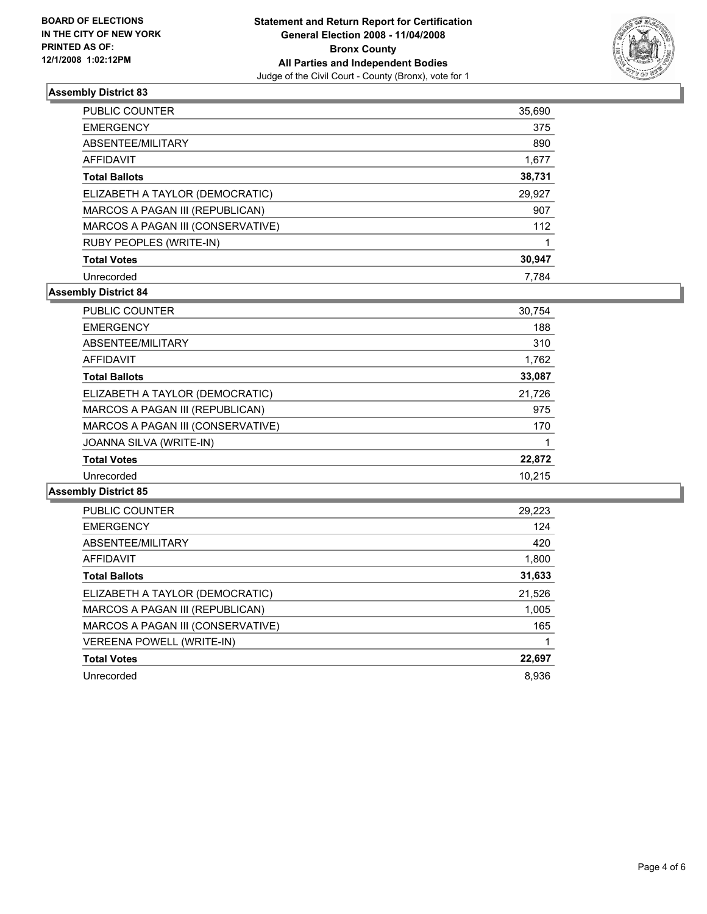**BOARD OF ELECTIONS IN THE CITY OF NEW YORK PRINTED AS OF: 12/1/2008 1:02:12PM**

**Statement and Return Report for Certification General Election 2008 - 11/04/2008 Bronx County All Parties and Independent Bodies**

Judge of the Civil Court - County (Bronx), vote for 1

## Assembly District 83

| | |
|---|---|
| PUBLIC COUNTER | 35,690 |
| EMERGENCY | 375 |
| ABSENTEE/MILITARY | 890 |
| AFFIDAVIT | 1,677 |
| **Total Ballots** | **38,731** |
| ELIZABETH A TAYLOR (DEMOCRATIC) | 29,927 |
| MARCOS A PAGAN III (REPUBLICAN) | 907 |
| MARCOS A PAGAN III (CONSERVATIVE) | 112 |
| RUBY PEOPLES (WRITE-IN) | 1 |
| **Total Votes** | **30,947** |
| Unrecorded | 7,784 |

## Assembly District 84

| | |
|---|---|
| PUBLIC COUNTER | 30,754 |
| EMERGENCY | 188 |
| ABSENTEE/MILITARY | 310 |
| AFFIDAVIT | 1,762 |
| **Total Ballots** | **33,087** |
| ELIZABETH A TAYLOR (DEMOCRATIC) | 21,726 |
| MARCOS A PAGAN III (REPUBLICAN) | 975 |
| MARCOS A PAGAN III (CONSERVATIVE) | 170 |
| JOANNA SILVA (WRITE-IN) | 1 |
| **Total Votes** | **22,872** |
| Unrecorded | 10,215 |

## Assembly District 85

| | |
|---|---|
| PUBLIC COUNTER | 29,223 |
| EMERGENCY | 124 |
| ABSENTEE/MILITARY | 420 |
| AFFIDAVIT | 1,800 |
| **Total Ballots** | **31,633** |
| ELIZABETH A TAYLOR (DEMOCRATIC) | 21,526 |
| MARCOS A PAGAN III (REPUBLICAN) | 1,005 |
| MARCOS A PAGAN III (CONSERVATIVE) | 165 |
| VEREENA POWELL (WRITE-IN) | 1 |
| **Total Votes** | **22,697** |
| Unrecorded | 8,936 |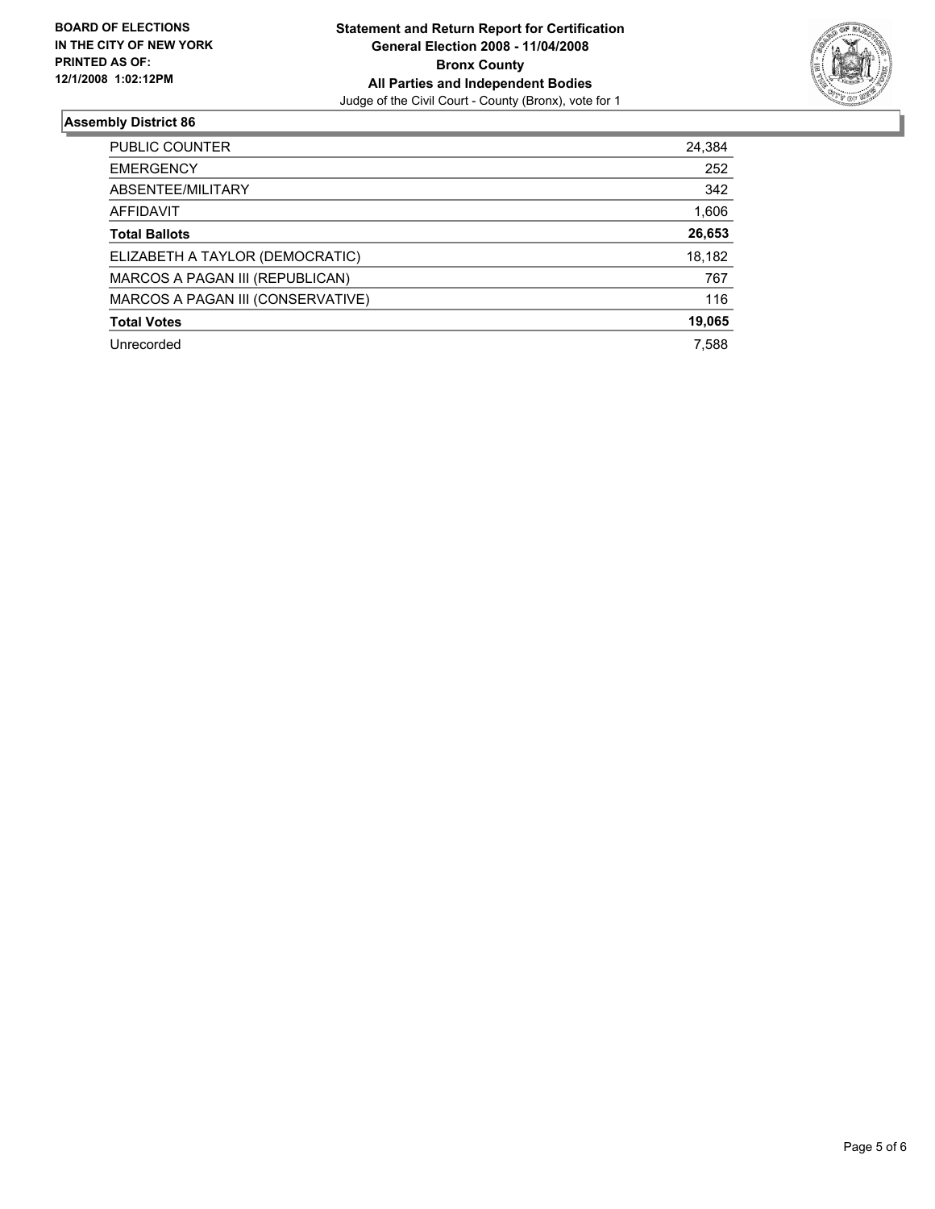**BOARD OF ELECTIONS IN THE CITY OF NEW YORK PRINTED AS OF: 12/1/2008 1:02:12PM**

**Statement and Return Report for Certification General Election 2008 - 11/04/2008 Bronx County All Parties and Independent Bodies**

Judge of the Civil Court - County (Bronx), vote for 1

## Assembly District 86

| | |
|---|---|
| PUBLIC COUNTER | 24,384 |
| EMERGENCY | 252 |
| ABSENTEE/MILITARY | 342 |
| AFFIDAVIT | 1,606 |
| **Total Ballots** | **26,653** |
| ELIZABETH A TAYLOR (DEMOCRATIC) | 18,182 |
| MARCOS A PAGAN III (REPUBLICAN) | 767 |
| MARCOS A PAGAN III (CONSERVATIVE) | 116 |
| **Total Votes** | **19,065** |
| Unrecorded | 7,588 |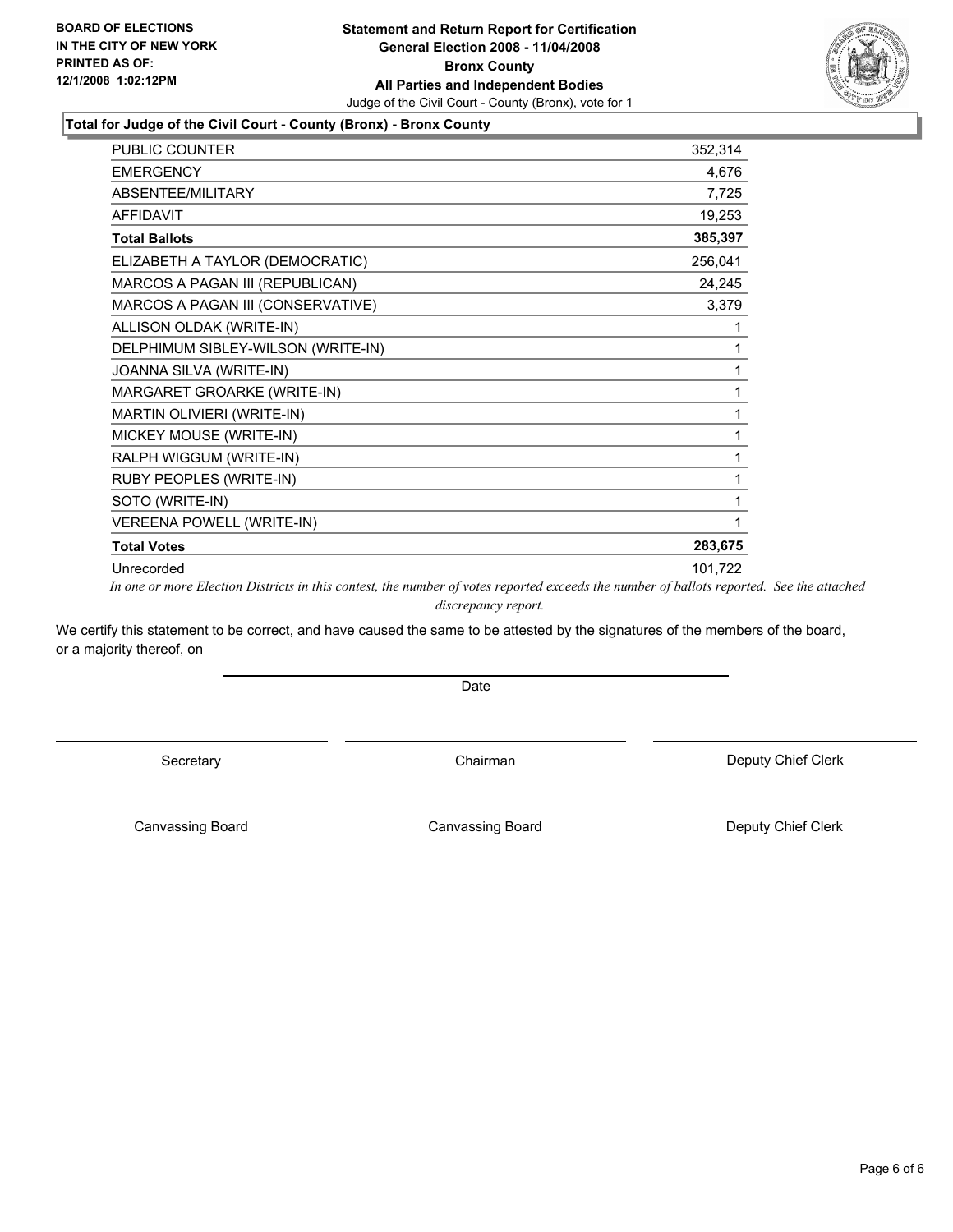**BOARD OF ELECTIONS IN THE CITY OF NEW YORK PRINTED AS OF: 12/1/2008 1:02:12PM**

**Statement and Return Report for Certification**
**General Election 2008 - 11/04/2008**
**Bronx County**
**All Parties and Independent Bodies**
Judge of the Civil Court - County (Bronx), vote for 1

### Total for Judge of the Civil Court - County (Bronx) - Bronx County

| | |
|---|---|
| PUBLIC COUNTER | 352,314 |
| EMERGENCY | 4,676 |
| ABSENTEE/MILITARY | 7,725 |
| AFFIDAVIT | 19,253 |
| **Total Ballots** | **385,397** |
| ELIZABETH A TAYLOR (DEMOCRATIC) | 256,041 |
| MARCOS A PAGAN III (REPUBLICAN) | 24,245 |
| MARCOS A PAGAN III (CONSERVATIVE) | 3,379 |
| ALLISON OLDAK (WRITE-IN) | 1 |
| DELPHIMUM SIBLEY-WILSON (WRITE-IN) | 1 |
| JOANNA SILVA (WRITE-IN) | 1 |
| MARGARET GROARKE (WRITE-IN) | 1 |
| MARTIN OLIVIERI (WRITE-IN) | 1 |
| MICKEY MOUSE (WRITE-IN) | 1 |
| RALPH WIGGUM (WRITE-IN) | 1 |
| RUBY PEOPLES (WRITE-IN) | 1 |
| SOTO (WRITE-IN) | 1 |
| VEREENA POWELL (WRITE-IN) | 1 |
| **Total Votes** | **283,675** |
| Unrecorded | 101,722 |

*In one or more Election Districts in this contest, the number of votes reported exceeds the number of ballots reported. See the attached discrepancy report.*

We certify this statement to be correct, and have caused the same to be attested by the signatures of the members of the board, or a majority thereof, on

Date

Secretary | Chairman | Deputy Chief Clerk

Canvassing Board | Canvassing Board | Deputy Chief Clerk